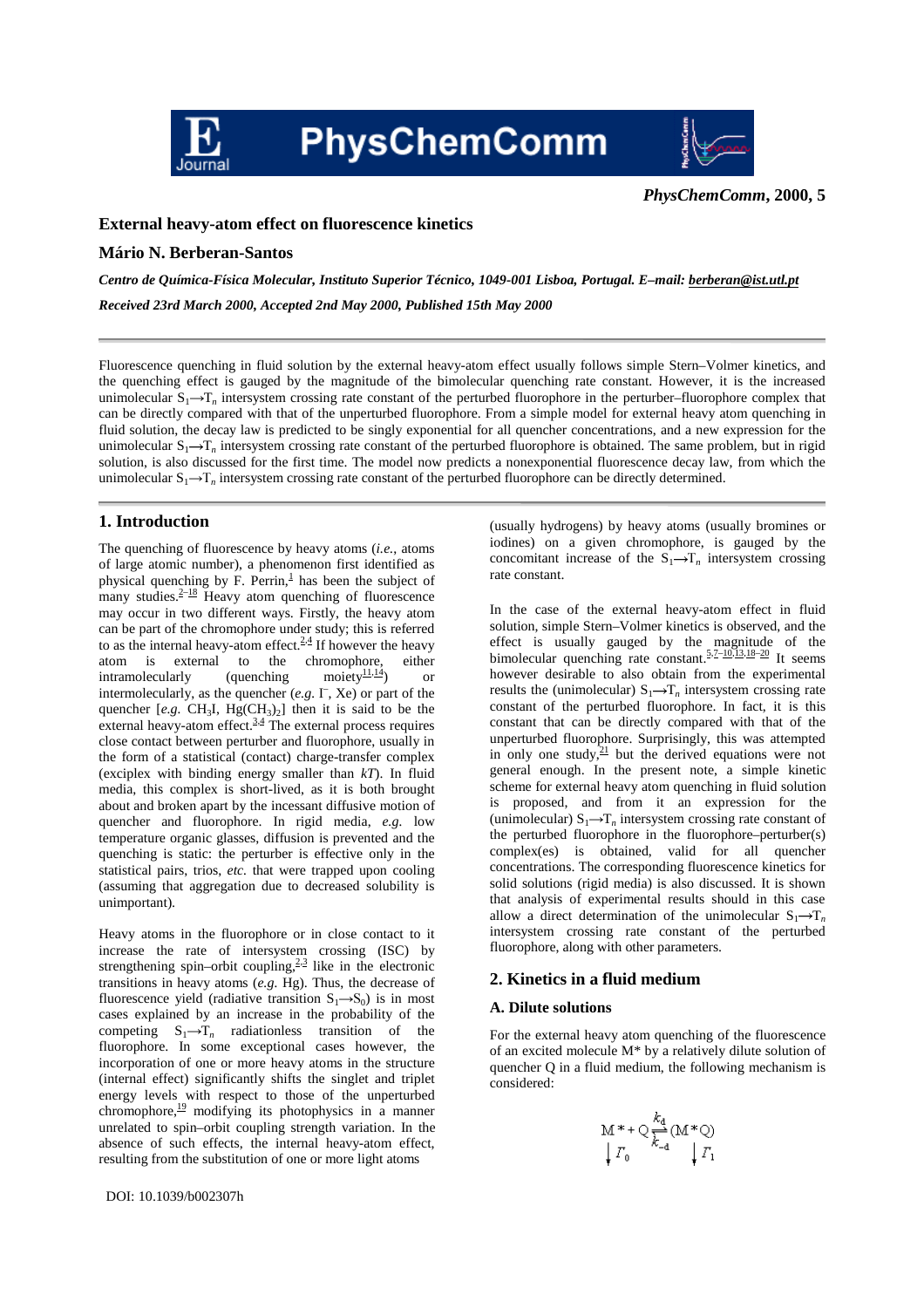# External heavy-atom effect on fluorescence kinetics

**Mário N. Berberan-Santos**

***Centro de Química-Física Molecular, Instituto Superior Técnico, 1049-001 Lisboa, Portugal. E–mail: berberan@ist.utl.pt***

***Received 23rd March 2000, Accepted 2nd May 2000, Published 15th May 2000***

---

Fluorescence quenching in fluid solution by the external heavy-atom effect usually follows simple Stern–Volmer kinetics, and the quenching effect is gauged by the magnitude of the bimolecular quenching rate constant. However, it is the increased unimolecular $S_1 \rightarrow T_n$ intersystem crossing rate constant of the perturbed fluorophore in the perturber–fluorophore complex that can be directly compared with that of the unperturbed fluorophore. From a simple model for external heavy atom quenching in fluid solution, the decay law is predicted to be singly exponential for all quencher concentrations, and a new expression for the unimolecular $S_1 \rightarrow T_n$ intersystem crossing rate constant of the perturbed fluorophore is obtained. The same problem, but in rigid solution, is also discussed for the first time. The model now predicts a nonexponential fluorescence decay law, from which the unimolecular $S_1 \rightarrow T_n$ intersystem crossing rate constant of the perturbed fluorophore can be directly determined.

---

## 1. Introduction

The quenching of fluorescence by heavy atoms (*i.e.*, atoms of large atomic number), a phenomenon first identified as physical quenching by F. Perrin,[1] has been the subject of many studies.[2–18] Heavy atom quenching of fluorescence may occur in two different ways. Firstly, the heavy atom can be part of the chromophore under study; this is referred to as the internal heavy-atom effect.[2,4] If however the heavy atom is external to the chromophore, either intramolecularly (quenching moiety[11,14]) or intermolecularly, as the quencher (*e.g.* $I^-$, Xe) or part of the quencher [*e.g.* $CH_3I$, $Hg(CH_3)_2$] then it is said to be the external heavy-atom effect.[3,4] The external process requires close contact between perturber and fluorophore, usually in the form of a statistical (contact) charge-transfer complex (exciplex with binding energy smaller than $kT$). In fluid media, this complex is short-lived, as it is both brought about and broken apart by the incessant diffusive motion of quencher and fluorophore. In rigid media, *e.g.* low temperature organic glasses, diffusion is prevented and the quenching is static: the perturber is effective only in the statistical pairs, trios, *etc.* that were trapped upon cooling (assuming that aggregation due to decreased solubility is unimportant).

Heavy atoms in the fluorophore or in close contact to it increase the rate of intersystem crossing (ISC) by strengthening spin–orbit coupling,[2,3] like in the electronic transitions in heavy atoms (*e.g.* Hg). Thus, the decrease of fluorescence yield (radiative transition $S_1 \rightarrow S_0$) is in most cases explained by an increase in the probability of the competing $S_1 \rightarrow T_n$ radiationless transition of the fluorophore. In some exceptional cases however, the incorporation of one or more heavy atoms in the structure (internal effect) significantly shifts the singlet and triplet energy levels with respect to those of the unperturbed chromophore,[19] modifying its photophysics in a manner unrelated to spin–orbit coupling strength variation. In the absence of such effects, the internal heavy-atom effect, resulting from the substitution of one or more light atoms (usually hydrogens) by heavy atoms (usually bromines or iodines) on a given chromophore, is gauged by the concomitant increase of the $S_1 \rightarrow T_n$ intersystem crossing rate constant.

In the case of the external heavy-atom effect in fluid solution, simple Stern–Volmer kinetics is observed, and the effect is usually gauged by the magnitude of the bimolecular quenching rate constant.[5,7–10,13,18–20] It seems however desirable to also obtain from the experimental results the (unimolecular) $S_1 \rightarrow T_n$ intersystem crossing rate constant of the perturbed fluorophore. In fact, it is this constant that can be directly compared with that of the unperturbed fluorophore. Surprisingly, this was attempted in only one study,[21] but the derived equations were not general enough. In the present note, a simple kinetic scheme for external heavy atom quenching in fluid solution is proposed, and from it an expression for the (unimolecular) $S_1 \rightarrow T_n$ intersystem crossing rate constant of the perturbed fluorophore in the fluorophore–perturber(s) complex(es) is obtained, valid for all quencher concentrations. The corresponding fluorescence kinetics for solid solutions (rigid media) is also discussed. It is shown that analysis of experimental results should in this case allow a direct determination of the unimolecular $S_1 \rightarrow T_n$ intersystem crossing rate constant of the perturbed fluorophore, along with other parameters.

## 2. Kinetics in a fluid medium

### A. Dilute solutions

For the external heavy atom quenching of the fluorescence of an excited molecule M* by a relatively dilute solution of quencher Q in a fluid medium, the following mechanism is considered:

$$
\begin{array}{ccc}
M^* + Q & \underset{k_{-d}}{\overset{k_d}{\rightleftharpoons}} & (M^*Q) \\
\downarrow \Gamma_0 & & \downarrow \Gamma_1
\end{array}
$$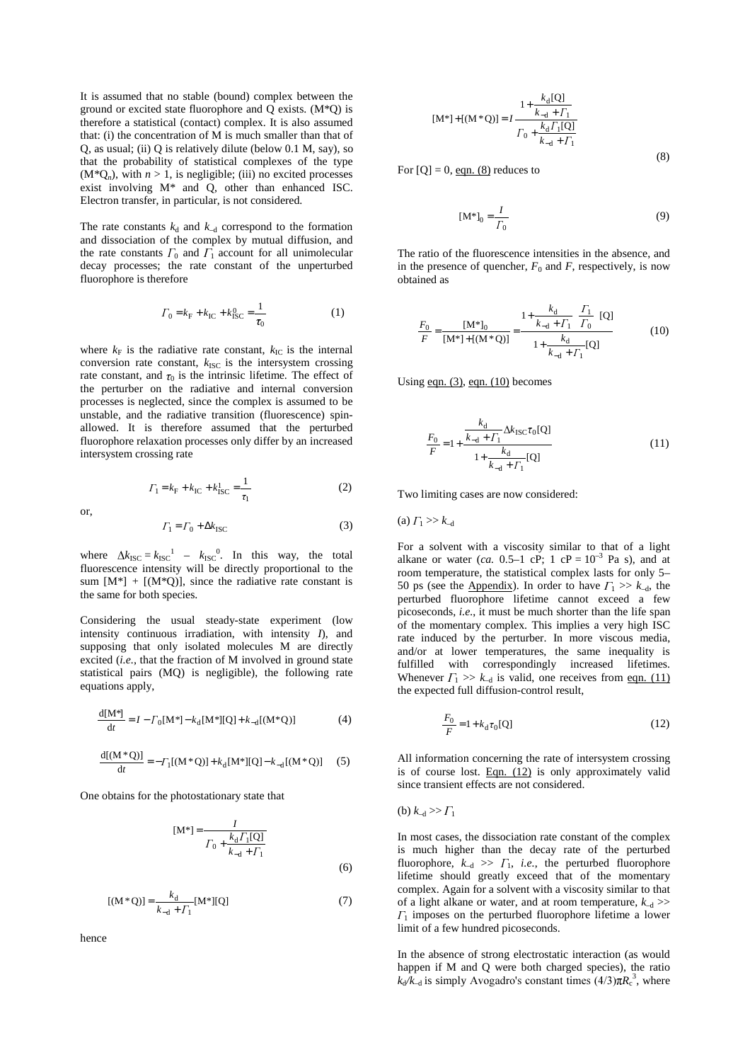It is assumed that no stable (bound) complex between the ground or excited state fluorophore and Q exists. (M*Q) is therefore a statistical (contact) complex. It is also assumed that: (i) the concentration of M is much smaller than that of Q, as usual; (ii) Q is relatively dilute (below 0.1 M, say), so that the probability of statistical complexes of the type $(M^*Q_n)$, with $n > 1$, is negligible; (iii) no excited processes exist involving M* and Q, other than enhanced ISC. Electron transfer, in particular, is not considered.

The rate constants $k_d$ and $k_{-d}$ correspond to the formation and dissociation of the complex by mutual diffusion, and the rate constants $\Gamma_0$ and $\Gamma_1$ account for all unimolecular decay processes; the rate constant of the unperturbed fluorophore is therefore

$$\Gamma_0 = k_F + k_{IC} + k_{ISC}^0 = \frac{1}{\tau_0} \tag{1}$$

where $k_F$ is the radiative rate constant, $k_{IC}$ is the internal conversion rate constant, $k_{ISC}$ is the intersystem crossing rate constant, and $\tau_0$ is the intrinsic lifetime. The effect of the perturber on the radiative and internal conversion processes is neglected, since the complex is assumed to be unstable, and the radiative transition (fluorescence) spin-allowed. It is therefore assumed that the perturbed fluorophore relaxation processes only differ by an increased intersystem crossing rate

$$\Gamma_1 = k_F + k_{IC} + k_{ISC}^1 = \frac{1}{\tau_1} \tag{2}$$

or,

$$\Gamma_1 = \Gamma_0 + \Delta k_{ISC} \tag{3}$$

where $\Delta k_{ISC} = k_{ISC}^1 - k_{ISC}^0$. In this way, the total fluorescence intensity will be directly proportional to the sum $[M^*] + [(M^*Q)]$, since the radiative rate constant is the same for both species.

Considering the usual steady-state experiment (low intensity continuous irradiation, with intensity $I$), and supposing that only isolated molecules M are directly excited (*i.e.*, that the fraction of M involved in ground state statistical pairs (MQ) is negligible), the following rate equations apply,

$$\frac{d[M^*]}{dt} = I - \Gamma_0[M^*] - k_d[M^*][Q] + k_{-d}[(M^*Q)] \tag{4}$$

$$\frac{d[(M^*Q)]}{dt} = -\Gamma_1[(M^*Q)] + k_d[M^*][Q] - k_{-d}[(M^*Q)] \tag{5}$$

One obtains for the photostationary state that

$$[M^*] = \frac{I}{\Gamma_0 + \dfrac{k_d\Gamma_1[Q]}{k_{-d}+\Gamma_1}} \tag{6}$$

$$[(M^*Q)] = \frac{k_d}{k_{-d}+\Gamma_1}[M^*][Q] \tag{7}$$

hence

$$[M^*] + [(M^*Q)] = I\frac{1 + \dfrac{k_d[Q]}{k_{-d}+\Gamma_1}}{\Gamma_0 + \dfrac{k_d\Gamma_1[Q]}{k_{-d}+\Gamma_1}} \tag{8}$$

For $[Q] = 0$, eqn. (8) reduces to

$$[M^*]_0 = \frac{I}{\Gamma_0} \tag{9}$$

The ratio of the fluorescence intensities in the absence, and in the presence of quencher, $F_0$ and $F$, respectively, is now obtained as

$$\frac{F_0}{F} = \frac{[M^*]_0}{[M^*] + [(M^*Q)]} = \frac{1 + \dfrac{k_d}{k_{-d}+\Gamma_1}\dfrac{\Gamma_1}{\Gamma_0}[Q]}{1 + \dfrac{k_d}{k_{-d}+\Gamma_1}[Q]} \tag{10}$$

Using eqn. (3), eqn. (10) becomes

$$\frac{F_0}{F} = 1 + \frac{\dfrac{k_d}{k_{-d}+\Gamma_1}\Delta k_{ISC}\tau_0[Q]}{1 + \dfrac{k_d}{k_{-d}+\Gamma_1}[Q]} \tag{11}$$

Two limiting cases are now considered:

(a) $\Gamma_1 >> k_{-d}$

For a solvent with a viscosity similar to that of a light alkane or water (*ca.* 0.5–1 cP; 1 cP = $10^{-3}$ Pa s), and at room temperature, the statistical complex lasts for only 5–50 ps (see the Appendix). In order to have $\Gamma_1 >> k_{-d}$, the perturbed fluorophore lifetime cannot exceed a few picoseconds, *i.e.*, it must be much shorter than the life span of the momentary complex. This implies a very high ISC rate induced by the perturber. In more viscous media, and/or at lower temperatures, the same inequality is fulfilled with correspondingly increased lifetimes. Whenever $\Gamma_1 >> k_{-d}$ is valid, one receives from eqn. (11) the expected full diffusion-control result,

$$\frac{F_0}{F} = 1 + k_d\tau_0[Q] \tag{12}$$

All information concerning the rate of intersystem crossing is of course lost. Eqn. (12) is only approximately valid since transient effects are not considered.

(b) $k_{-d} >> \Gamma_1$

In most cases, the dissociation rate constant of the complex is much higher than the decay rate of the perturbed fluorophore, $k_{-d} >> \Gamma_1$, *i.e.*, the perturbed fluorophore lifetime should greatly exceed that of the momentary complex. Again for a solvent with a viscosity similar to that of a light alkane or water, and at room temperature, $k_{-d} >> \Gamma_1$ imposes on the perturbed fluorophore lifetime a lower limit of a few hundred picoseconds.

In the absence of strong electrostatic interaction (as would happen if M and Q were both charged species), the ratio $k_d/k_{-d}$ is simply Avogadro's constant times $(4/3)\pi R_c^3$, where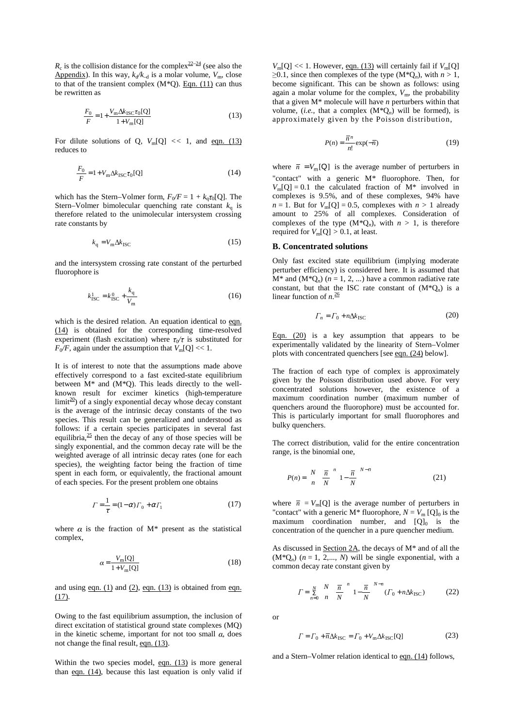$R_c$ is the collision distance for the complex[22–24] (see also the Appendix). In this way, $k_d/k_{-d}$ is a molar volume, $V_m$, close to that of the transient complex (M*Q). Eqn. (11) can thus be rewritten as

$$\frac{F_0}{F} = 1 + \frac{V_m \Delta k_{ISC} \tau_0 [Q]}{1 + V_m [Q]} \tag{13}$$

For dilute solutions of Q, $V_m[Q] << 1$, and eqn. (13) reduces to

$$\frac{F_0}{F} = 1 + V_m \Delta k_{ISC} \tau_0 [Q] \tag{14}$$

which has the Stern–Volmer form, $F_0/F = 1 + k_q\tau_0[Q]$. The Stern–Volmer bimolecular quenching rate constant $k_q$ is therefore related to the unimolecular intersystem crossing rate constants by

$$k_q = V_m \Delta k_{ISC} \tag{15}$$

and the intersystem crossing rate constant of the perturbed fluorophore is

$$k_{ISC}^1 = k_{ISC}^0 + \frac{k_q}{V_m} \tag{16}$$

which is the desired relation. An equation identical to eqn. (14) is obtained for the corresponding time-resolved experiment (flash excitation) where $\tau_0/\tau$ is substituted for $F_0/F$, again under the assumption that $V_m[Q] << 1$.

It is of interest to note that the assumptions made above effectively correspond to a fast excited-state equilibrium between M* and (M*Q). This leads directly to the well-known result for excimer kinetics (high-temperature limit[20]) of a singly exponential decay whose decay constant is the average of the intrinsic decay constants of the two species. This result can be generalized and understood as follows: if a certain species participates in several fast equilibria,[25] then the decay of any of those species will be singly exponential, and the common decay rate will be the weighted average of all intrinsic decay rates (one for each species), the weighting factor being the fraction of time spent in each form, or equivalently, the fractional amount of each species. For the present problem one obtains

$$\Gamma = \frac{1}{\tau} = (1-\alpha)\Gamma_0 + \alpha\Gamma_1 \tag{17}$$

where $\alpha$ is the fraction of M* present as the statistical complex,

$$\alpha = \frac{V_m [Q]}{1 + V_m [Q]} \tag{18}$$

and using eqn. (1) and (2), eqn. (13) is obtained from eqn. (17).

Owing to the fast equilibrium assumption, the inclusion of direct excitation of statistical ground state complexes (MQ) in the kinetic scheme, important for not too small $\alpha$, does not change the final result, eqn. (13).

Within the two species model, eqn. (13) is more general than eqn. (14), because this last equation is only valid if $V_m[Q] << 1$. However, eqn. (13) will certainly fail if $V_m[Q] \geq 0.1$, since then complexes of the type (M*Q$_n$), with $n > 1$, become significant. This can be shown as follows: using again a molar volume for the complex, $V_m$, the probability that a given M* molecule will have $n$ perturbers within that volume, (*i.e.*, that a complex (M*Q$_n$) will be formed), is approximately given by the Poisson distribution,

$$P(n) = \frac{\bar{n}^n}{n!}\exp(-\bar{n}) \tag{19}$$

where $\bar{n} = V_m[Q]$ is the average number of perturbers in "contact" with a generic M* fluorophore. Then, for $V_m[Q] = 0.1$ the calculated fraction of M* involved in complexes is 9.5%, and of these complexes, 94% have $n = 1$. But for $V_m[Q] = 0.5$, complexes with $n > 1$ already amount to 25% of all complexes. Consideration of complexes of the type (M*Q$_n$), with $n > 1$, is therefore required for $V_m[Q] > 0.1$, at least.

### B. Concentrated solutions

Only fast excited state equilibrium (implying moderate perturber efficiency) is considered here. It is assumed that M* and (M*Q$_n$) ($n$ = 1, 2, ...) have a common radiative rate constant, but that the ISC rate constant of (M*Q$_n$) is a linear function of $n$.[26]

$$\Gamma_n = \Gamma_0 + n\Delta k_{ISC} \tag{20}$$

Eqn. (20) is a key assumption that appears to be experimentally validated by the linearity of Stern–Volmer plots with concentrated quenchers [see eqn. (24) below].

The fraction of each type of complex is approximately given by the Poisson distribution used above. For very concentrated solutions however, the existence of a maximum coordination number (maximum number of quenchers around the fluorophore) must be accounted for. This is particularly important for small fluorophores and bulky quenchers.

The correct distribution, valid for the entire concentration range, is the binomial one,

$$P(n) = \binom{N}{n}\left(\frac{\bar{n}}{N}\right)^n\left(1-\frac{\bar{n}}{N}\right)^{N-n} \tag{21}$$

where $\bar{n} = V_m[Q]$ is the average number of perturbers in "contact" with a generic M* fluorophore, $N = V_m[Q]_0$ is the maximum coordination number, and $[Q]_0$ is the concentration of the quencher in a pure quencher medium.

As discussed in Section 2A, the decays of M* and of all the (M*Q$_n$) ($n$ = 1, 2,..., $N$) will be single exponential, with a common decay rate constant given by

$$\Gamma = \sum_{n=0}^{N}\binom{N}{n}\left(\frac{\bar{n}}{N}\right)^n\left(1-\frac{\bar{n}}{N}\right)^{N-n}(\Gamma_0 + n\Delta k_{ISC}) \tag{22}$$

or

$$\Gamma = \Gamma_0 + \bar{n}\Delta k_{ISC} = \Gamma_0 + V_m \Delta k_{ISC}[Q] \tag{23}$$

and a Stern–Volmer relation identical to eqn. (14) follows,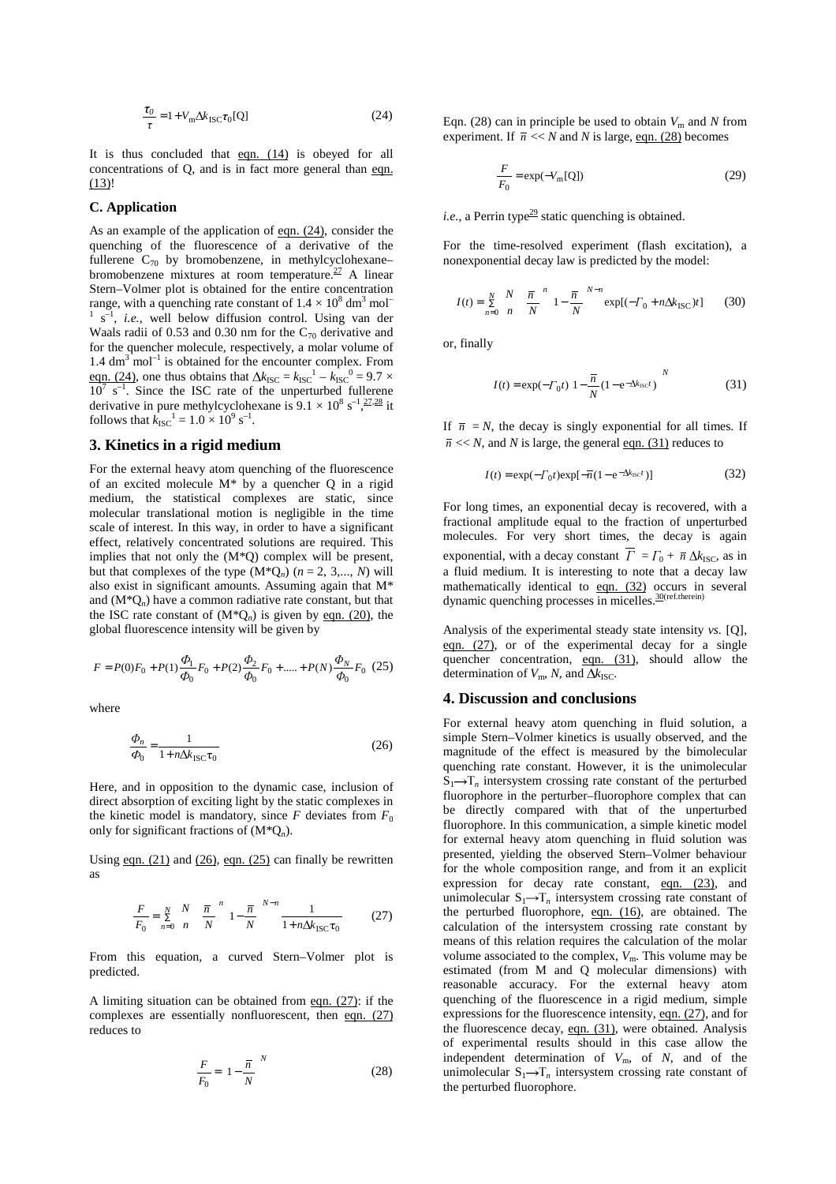$$\frac{\tau_0}{\tau} = 1 + V_m \Delta k_{ISC} \tau_0 [Q] \tag{24}$$

It is thus concluded that eqn. (14) is obeyed for all concentrations of Q, and is in fact more general than eqn. (13)!

### C. Application

As an example of the application of eqn. (24), consider the quenching of the fluorescence of a derivative of the fullerene $C_{70}$ by bromobenzene, in methylcyclohexane–bromobenzene mixtures at room temperature.[27] A linear Stern–Volmer plot is obtained for the entire concentration range, with a quenching rate constant of $1.4 \times 10^8$ dm$^3$ mol$^{-1}$ s$^{-1}$, *i.e.*, well below diffusion control. Using van der Waals radii of 0.53 and 0.30 nm for the $C_{70}$ derivative and for the quencher molecule, respectively, a molar volume of 1.4 dm$^3$ mol$^{-1}$ is obtained for the encounter complex. From eqn. (24), one thus obtains that $\Delta k_{ISC} = k_{ISC}^1 - k_{ISC}^0 = 9.7 \times 10^7$ s$^{-1}$. Since the ISC rate of the unperturbed fullerene derivative in pure methylcyclohexane is $9.1 \times 10^8$ s$^{-1}$,[27,28] it follows that $k_{ISC}^1 = 1.0 \times 10^9$ s$^{-1}$.

## 3. Kinetics in a rigid medium

For the external heavy atom quenching of the fluorescence of an excited molecule M* by a quencher Q in a rigid medium, the statistical complexes are static, since molecular translational motion is negligible in the time scale of interest. In this way, in order to have a significant effect, relatively concentrated solutions are required. This implies that not only the (M*Q) complex will be present, but that complexes of the type $(M^*Q_n)$ ($n$ = 2, 3,..., $N$) will also exist in significant amounts. Assuming again that M* and $(M^*Q_n)$ have a common radiative rate constant, but that the ISC rate constant of $(M^*Q_n)$ is given by eqn. (20), the global fluorescence intensity will be given by

$$F = P(0)F_0 + P(1)\frac{\Phi_1}{\Phi_0}F_0 + P(2)\frac{\Phi_2}{\Phi_0}F_0 + ..... + P(N)\frac{\Phi_N}{\Phi_0}F_0 \tag{25}$$

where

$$\frac{\Phi_n}{\Phi_0} = \frac{1}{1 + n\Delta k_{ISC}\tau_0} \tag{26}$$

Here, and in opposition to the dynamic case, inclusion of direct absorption of exciting light by the static complexes in the kinetic model is mandatory, since $F$ deviates from $F_0$ only for significant fractions of $(M^*Q_n)$.

Using eqn. (21) and (26), eqn. (25) can finally be rewritten as

$$\frac{F}{F_0} = \sum_{n=0}^{N} \binom{N}{n} \left(\frac{\bar{n}}{N}\right)^n \left(1 - \frac{\bar{n}}{N}\right)^{N-n} \frac{1}{1 + n\Delta k_{ISC}\tau_0} \tag{27}$$

From this equation, a curved Stern–Volmer plot is predicted.

A limiting situation can be obtained from eqn. (27): if the complexes are essentially nonfluorescent, then eqn. (27) reduces to

$$\frac{F}{F_0} = \left(1 - \frac{\bar{n}}{N}\right)^N \tag{28}$$

Eqn. (28) can in principle be used to obtain $V_m$ and $N$ from experiment. If $\bar{n} << N$ and $N$ is large, eqn. (28) becomes

$$\frac{F}{F_0} = \exp(-V_m[Q]) \tag{29}$$

*i.e.*, a Perrin type[29] static quenching is obtained.

For the time-resolved experiment (flash excitation), a nonexponential decay law is predicted by the model:

$$I(t) = \sum_{n=0}^{N} \binom{N}{n} \left(\frac{\bar{n}}{N}\right)^n \left(1 - \frac{\bar{n}}{N}\right)^{N-n} \exp[(-\Gamma_0 + n\Delta k_{ISC})t] \tag{30}$$

or, finally

$$I(t) = \exp(-\Gamma_0 t)\left[1 - \frac{\bar{n}}{N}(1 - e^{-\Delta k_{ISC} t})\right]^N \tag{31}$$

If $\bar{n} = N$, the decay is singly exponential for all times. If $\bar{n} << N$, and $N$ is large, the general eqn. (31) reduces to

$$I(t) = \exp(-\Gamma_0 t)\exp[-\bar{n}(1 - e^{-\Delta k_{ISC} t})] \tag{32}$$

For long times, an exponential decay is recovered, with a fractional amplitude equal to the fraction of unperturbed molecules. For very short times, the decay is again exponential, with a decay constant $\overline{\Gamma} = \Gamma_0 + \bar{n}\,\Delta k_{ISC}$, as in a fluid medium. It is interesting to note that a decay law mathematically identical to eqn. (32) occurs in several dynamic quenching processes in micelles.[30(ref.therein)]

Analysis of the experimental steady state intensity *vs.* [Q], eqn. (27), or of the experimental decay for a single quencher concentration, eqn. (31), should allow the determination of $V_m$, $N$, and $\Delta k_{ISC}$.

## 4. Discussion and conclusions

For external heavy atom quenching in fluid solution, a simple Stern–Volmer kinetics is usually observed, and the magnitude of the effect is measured by the bimolecular quenching rate constant. However, it is the unimolecular $S_1 \rightarrow T_n$ intersystem crossing rate constant of the perturbed fluorophore in the perturber–fluorophore complex that can be directly compared with that of the unperturbed fluorophore. In this communication, a simple kinetic model for external heavy atom quenching in fluid solution was presented, yielding the observed Stern–Volmer behaviour for the whole composition range, and from it an explicit expression for decay rate constant, eqn. (23), and unimolecular $S_1 \rightarrow T_n$ intersystem crossing rate constant of the perturbed fluorophore, eqn. (16), are obtained. The calculation of the intersystem crossing rate constant by means of this relation requires the calculation of the molar volume associated to the complex, $V_m$. This volume may be estimated (from M and Q molecular dimensions) with reasonable accuracy. For the external heavy atom quenching of the fluorescence in a rigid medium, simple expressions for the fluorescence intensity, eqn. (27), and for the fluorescence decay, eqn. (31), were obtained. Analysis of experimental results should in this case allow the independent determination of $V_m$, of $N$, and of the unimolecular $S_1 \rightarrow T_n$ intersystem crossing rate constant of the perturbed fluorophore.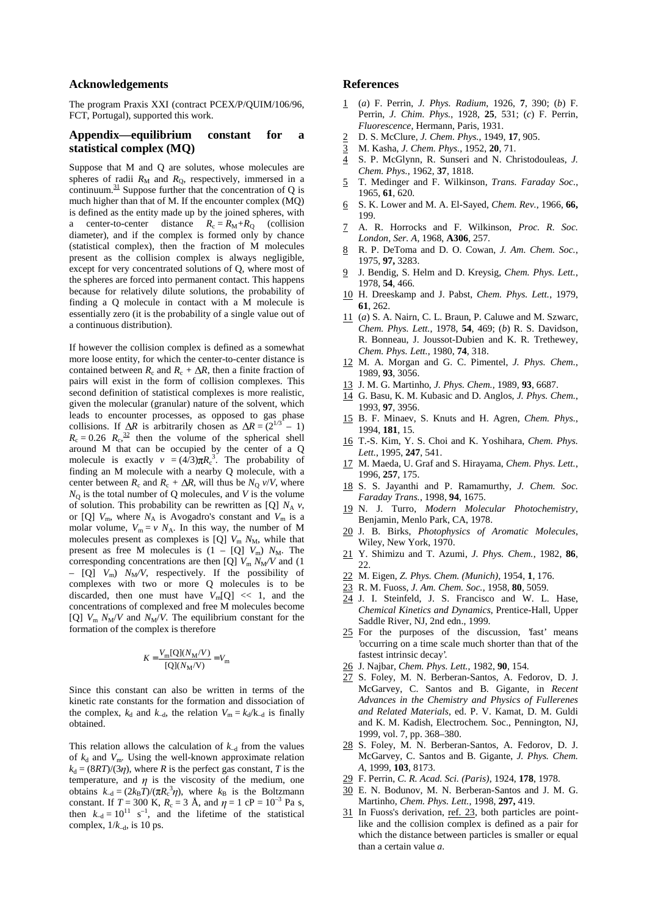## Acknowledgements

The program Praxis XXI (contract PCEX/P/QUIM/106/96, FCT, Portugal), supported this work.

## Appendix—equilibrium constant for a statistical complex (MQ)

Suppose that M and Q are solutes, whose molecules are spheres of radii $R_M$ and $R_Q$, respectively, immersed in a continuum.[31] Suppose further that the concentration of Q is much higher than that of M. If the encounter complex (MQ) is defined as the entity made up by the joined spheres, with a center-to-center distance $R_c = R_M + R_Q$ (collision diameter), and if the complex is formed only by chance (statistical complex), then the fraction of M molecules present as the collision complex is always negligible, except for very concentrated solutions of Q, where most of the spheres are forced into permanent contact. This happens because for relatively dilute solutions, the probability of finding a Q molecule in contact with a M molecule is essentially zero (it is the probability of a single value out of a continuous distribution).

If however the collision complex is defined as a somewhat more loose entity, for which the center-to-center distance is contained between $R_c$ and $R_c + \Delta R$, then a finite fraction of pairs will exist in the form of collision complexes. This second definition of statistical complexes is more realistic, given the molecular (granular) nature of the solvent, which leads to encounter processes, as opposed to gas phase collisions. If $\Delta R$ is arbitrarily chosen as $\Delta R = (2^{1/3} - 1) R_c = 0.26\ R_c$,[32] then the volume of the spherical shell around M that can be occupied by the center of a Q molecule is exactly $v = (4/3)\pi R_c^3$. The probability of finding an M molecule with a nearby Q molecule, with a center between $R_c$ and $R_c + \Delta R$, will thus be $N_Q\, v/V$, where $N_Q$ is the total number of Q molecules, and $V$ is the volume of solution. This probability can be rewritten as $[\mathrm{Q}]\ N_A\, v$, or $[\mathrm{Q}]\ V_m$, where $N_A$ is Avogadro's constant and $V_m$ is a molar volume, $V_m = v\ N_A$. In this way, the number of M molecules present as complexes is $[\mathrm{Q}]\ V_m\ N_M$, while that present as free M molecules is $(1 - [\mathrm{Q}]\ V_m)\ N_M$. The corresponding concentrations are then $[\mathrm{Q}]\ V_m\ N_M/V$ and $(1 - [\mathrm{Q}]\ V_m)\ N_M/V$, respectively. If the possibility of complexes with two or more Q molecules is to be discarded, then one must have $V_m[\mathrm{Q}] << 1$, and the concentrations of complexed and free M molecules become $[\mathrm{Q}]\ V_m\ N_M/V$ and $N_M/V$. The equilibrium constant for the formation of the complex is therefore

$$K = \frac{V_m[\mathrm{Q}](N_M/V)}{[\mathrm{Q}](N_M/V)} = V_m$$

Since this constant can also be written in terms of the kinetic rate constants for the formation and dissociation of the complex, $k_d$ and $k_{-d}$, the relation $V_m = k_d/k_{-d}$ is finally obtained.

This relation allows the calculation of $k_{-d}$ from the values of $k_d$ and $V_m$. Using the well-known approximate relation $k_d = (8RT)/(3\eta)$, where $R$ is the perfect gas constant, $T$ is the temperature, and $\eta$ is the viscosity of the medium, one obtains $k_{-d} = (2k_BT)/(\pi R_c^3\eta)$, where $k_B$ is the Boltzmann constant. If $T = 300$ K, $R_c = 3$ Å, and $\eta = 1$ cP $= 10^{-3}$ Pa s, then $k_{-d} = 10^{11}$ s$^{-1}$, and the lifetime of the statistical complex, $1/k_{-d}$, is 10 ps.

## References

1. (*a*) F. Perrin, *J. Phys. Radium*, 1926, **7**, 390; (*b*) F. Perrin, *J. Chim. Phys.*, 1928, **25**, 531; (*c*) F. Perrin, *Fluorescence*, Hermann, Paris, 1931.
2. D. S. McClure, *J. Chem. Phys.*, 1949, **17**, 905.
3. M. Kasha, *J. Chem. Phys.*, 1952, **20**, 71.
4. S. P. McGlynn, R. Sunseri and N. Christodouleas, *J. Chem. Phys.*, 1962, **37**, 1818.
5. T. Medinger and F. Wilkinson, *Trans. Faraday Soc.*, 1965, **61**, 620.
6. S. K. Lower and M. A. El-Sayed, *Chem. Rev.*, 1966, **66,** 199.
7. A. R. Horrocks and F. Wilkinson, *Proc. R. Soc. London, Ser. A*, 1968, **A306**, 257.
8. R. P. DeToma and D. O. Cowan, *J. Am. Chem. Soc.*, 1975, **97,** 3283.
9. J. Bendig, S. Helm and D. Kreysig, *Chem. Phys. Lett.*, 1978, **54**, 466.
10. H. Dreeskamp and J. Pabst, *Chem. Phys. Lett.*, 1979, **61**, 262.
11. (*a*) S. A. Nairn, C. L. Braun, P. Caluwe and M. Szwarc, *Chem. Phys. Lett.*, 1978, **54**, 469; (*b*) R. S. Davidson, R. Bonneau, J. Joussot-Dubien and K. R. Trethewey, *Chem. Phys. Lett.*, 1980, **74**, 318.
12. M. A. Morgan and G. C. Pimentel, *J. Phys. Chem.*, 1989, **93**, 3056.
13. J. M. G. Martinho, *J. Phys. Chem.*, 1989, **93**, 6687.
14. G. Basu, K. M. Kubasic and D. Anglos, *J. Phys. Chem.*, 1993, **97**, 3956.
15. B. F. Minaev, S. Knuts and H. Agren, *Chem. Phys.*, 1994, **181**, 15.
16. T.-S. Kim, Y. S. Choi and K. Yoshihara, *Chem. Phys. Lett.*, 1995, **247**, 541.
17. M. Maeda, U. Graf and S. Hirayama, *Chem. Phys. Lett.*, 1996, **257**, 175.
18. S. S. Jayanthi and P. Ramamurthy, *J. Chem. Soc. Faraday Trans.*, 1998, **94**, 1675.
19. N. J. Turro, *Modern Molecular Photochemistry*, Benjamin, Menlo Park, CA, 1978.
20. J. B. Birks, *Photophysics of Aromatic Molecules*, Wiley, New York, 1970.
21. Y. Shimizu and T. Azumi, *J. Phys. Chem.*, 1982, **86**, 22.
22. M. Eigen, *Z. Phys. Chem. (Munich)*, 1954, **1**, 176.
23. R. M. Fuoss, *J. Am. Chem. Soc.*, 1958, **80**, 5059.
24. J. I. Steinfeld, J. S. Francisco and W. L. Hase, *Chemical Kinetics and Dynamics*, Prentice-Hall, Upper Saddle River, NJ, 2nd edn., 1999.
25. For the purposes of the discussion, 'fast' means 'occurring on a time scale much shorter than that of the fastest intrinsic decay'.
26. J. Najbar, *Chem. Phys. Lett.*, 1982, **90**, 154.
27. S. Foley, M. N. Berberan-Santos, A. Fedorov, D. J. McGarvey, C. Santos and B. Gigante, in *Recent Advances in the Chemistry and Physics of Fullerenes and Related Materials*, ed. P. V. Kamat, D. M. Guldi and K. M. Kadish, Electrochem. Soc., Pennington, NJ, 1999, vol. 7, pp. 368–380.
28. S. Foley, M. N. Berberan-Santos, A. Fedorov, D. J. McGarvey, C. Santos and B. Gigante, *J. Phys. Chem. A*, 1999, **103**, 8173.
29. F. Perrin, *C. R. Acad. Sci. (Paris)*, 1924, **178**, 1978.
30. E. N. Bodunov, M. N. Berberan-Santos and J. M. G. Martinho, *Chem. Phys. Lett.*, 1998, **297,** 419.
31. In Fuoss's derivation, ref. 23, both particles are point-like and the collision complex is defined as a pair for which the distance between particles is smaller or equal than a certain value *a*.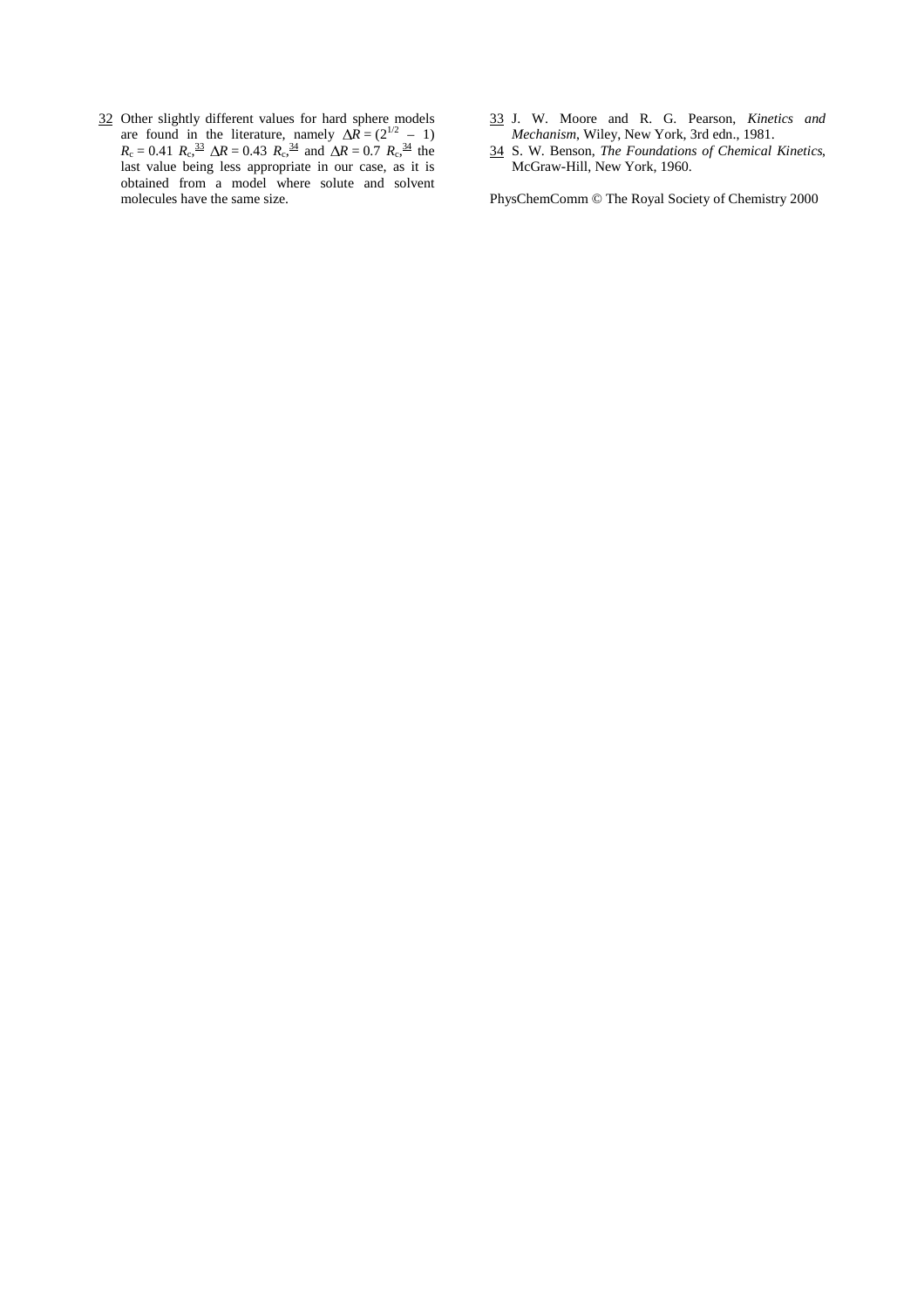32 Other slightly different values for hard sphere models are found in the literature, namely $\Delta R = (2^{1/2} - 1)$ $R_c = 0.41\ R_c$,[33] $\Delta R = 0.43\ R_c$,[34] and $\Delta R = 0.7\ R_c$,[34] the last value being less appropriate in our case, as it is obtained from a model where solute and solvent molecules have the same size.

33 J. W. Moore and R. G. Pearson, *Kinetics and Mechanism*, Wiley, New York, 3rd edn., 1981.

34 S. W. Benson, *The Foundations of Chemical Kinetics*, McGraw-Hill, New York, 1960.

PhysChemComm © The Royal Society of Chemistry 2000